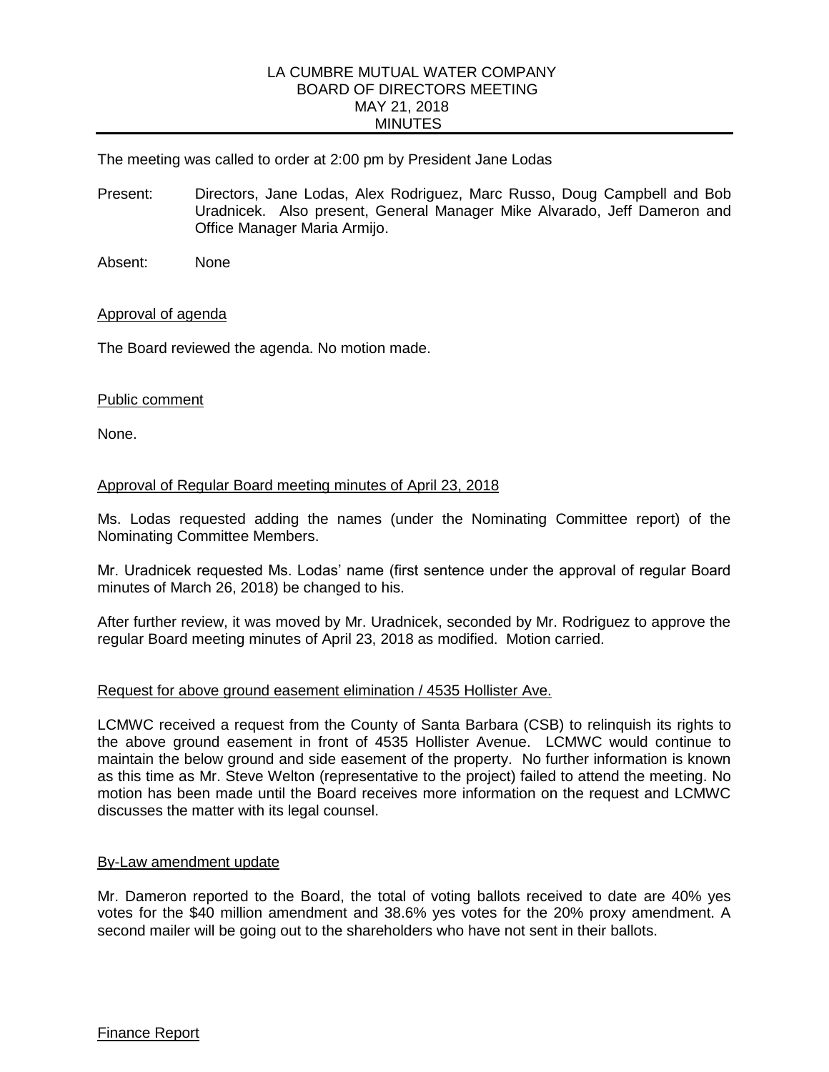# LA CUMBRE MUTUAL WATER COMPANY
## BOARD OF DIRECTORS MEETING
## MAY 21, 2018
## MINUTES

The meeting was called to order at 2:00 pm by President Jane Lodas

Present: Directors, Jane Lodas, Alex Rodriguez, Marc Russo, Doug Campbell and Bob Uradnicek. Also present, General Manager Mike Alvarado, Jeff Dameron and Office Manager Maria Armijo.

Absent: None

### Approval of agenda

The Board reviewed the agenda. No motion made.

### Public comment

None.

### Approval of Regular Board meeting minutes of April 23, 2018

Ms. Lodas requested adding the names (under the Nominating Committee report) of the Nominating Committee Members.

Mr. Uradnicek requested Ms. Lodas' name (first sentence under the approval of regular Board minutes of March 26, 2018) be changed to his.

After further review, it was moved by Mr. Uradnicek, seconded by Mr. Rodriguez to approve the regular Board meeting minutes of April 23, 2018 as modified. Motion carried.

### Request for above ground easement elimination / 4535 Hollister Ave.

LCMWC received a request from the County of Santa Barbara (CSB) to relinquish its rights to the above ground easement in front of 4535 Hollister Avenue. LCMWC would continue to maintain the below ground and side easement of the property. No further information is known as this time as Mr. Steve Welton (representative to the project) failed to attend the meeting. No motion has been made until the Board receives more information on the request and LCMWC discusses the matter with its legal counsel.

### By-Law amendment update

Mr. Dameron reported to the Board, the total of voting ballots received to date are 40% yes votes for the $40 million amendment and 38.6% yes votes for the 20% proxy amendment. A second mailer will be going out to the shareholders who have not sent in their ballots.

### Finance Report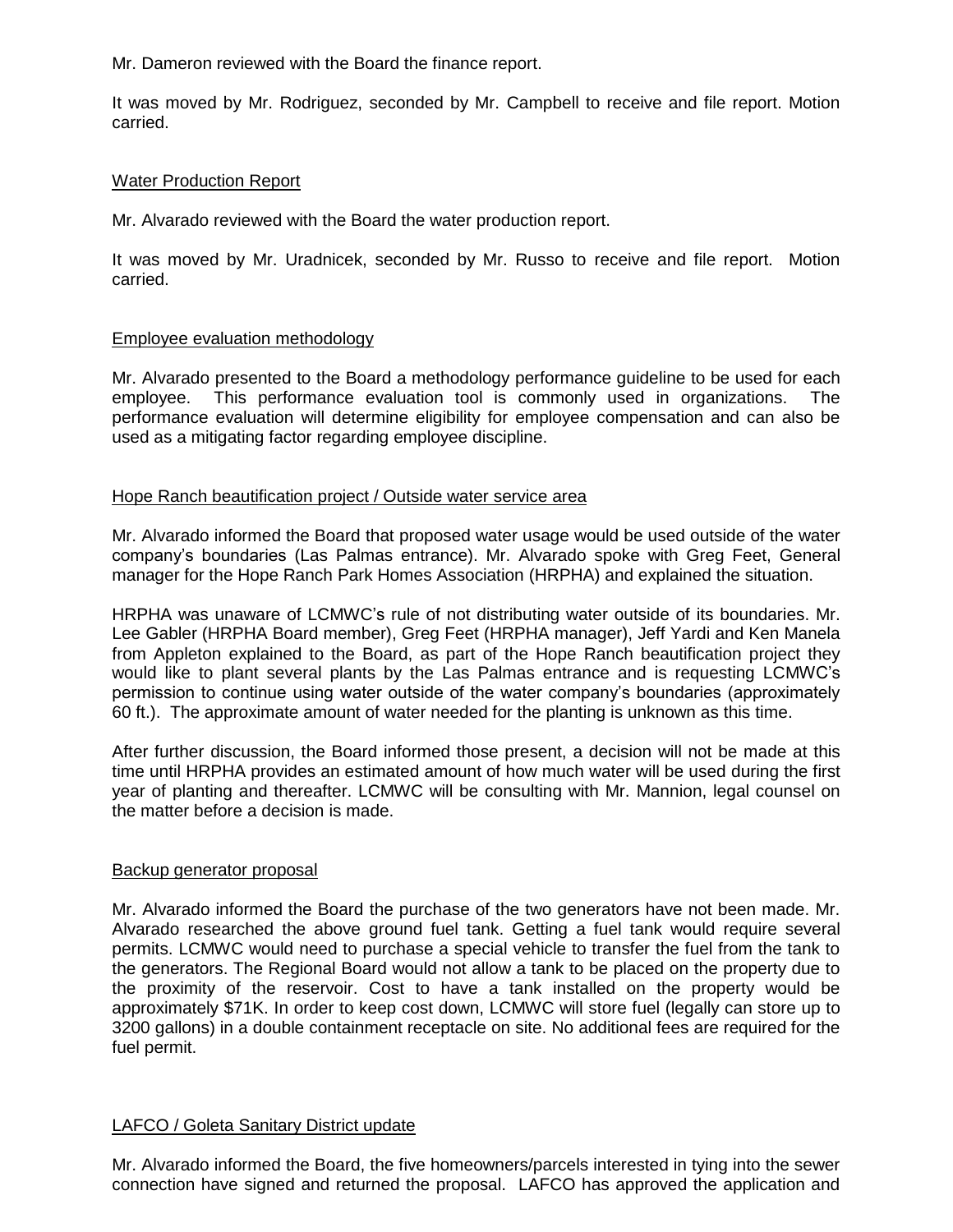Mr. Dameron reviewed with the Board the finance report.

It was moved by Mr. Rodriguez, seconded by Mr. Campbell to receive and file report. Motion carried.

## Water Production Report

Mr. Alvarado reviewed with the Board the water production report.

It was moved by Mr. Uradnicek, seconded by Mr. Russo to receive and file report. Motion carried.

## Employee evaluation methodology

Mr. Alvarado presented to the Board a methodology performance guideline to be used for each employee. This performance evaluation tool is commonly used in organizations. The performance evaluation will determine eligibility for employee compensation and can also be used as a mitigating factor regarding employee discipline.

## Hope Ranch beautification project / Outside water service area

Mr. Alvarado informed the Board that proposed water usage would be used outside of the water company's boundaries (Las Palmas entrance). Mr. Alvarado spoke with Greg Feet, General manager for the Hope Ranch Park Homes Association (HRPHA) and explained the situation.

HRPHA was unaware of LCMWC's rule of not distributing water outside of its boundaries. Mr. Lee Gabler (HRPHA Board member), Greg Feet (HRPHA manager), Jeff Yardi and Ken Manela from Appleton explained to the Board, as part of the Hope Ranch beautification project they would like to plant several plants by the Las Palmas entrance and is requesting LCMWC's permission to continue using water outside of the water company's boundaries (approximately 60 ft.). The approximate amount of water needed for the planting is unknown as this time.

After further discussion, the Board informed those present, a decision will not be made at this time until HRPHA provides an estimated amount of how much water will be used during the first year of planting and thereafter. LCMWC will be consulting with Mr. Mannion, legal counsel on the matter before a decision is made.

## Backup generator proposal

Mr. Alvarado informed the Board the purchase of the two generators have not been made. Mr. Alvarado researched the above ground fuel tank. Getting a fuel tank would require several permits. LCMWC would need to purchase a special vehicle to transfer the fuel from the tank to the generators. The Regional Board would not allow a tank to be placed on the property due to the proximity of the reservoir. Cost to have a tank installed on the property would be approximately $71K. In order to keep cost down, LCMWC will store fuel (legally can store up to 3200 gallons) in a double containment receptacle on site. No additional fees are required for the fuel permit.

## LAFCO / Goleta Sanitary District update

Mr. Alvarado informed the Board, the five homeowners/parcels interested in tying into the sewer connection have signed and returned the proposal. LAFCO has approved the application and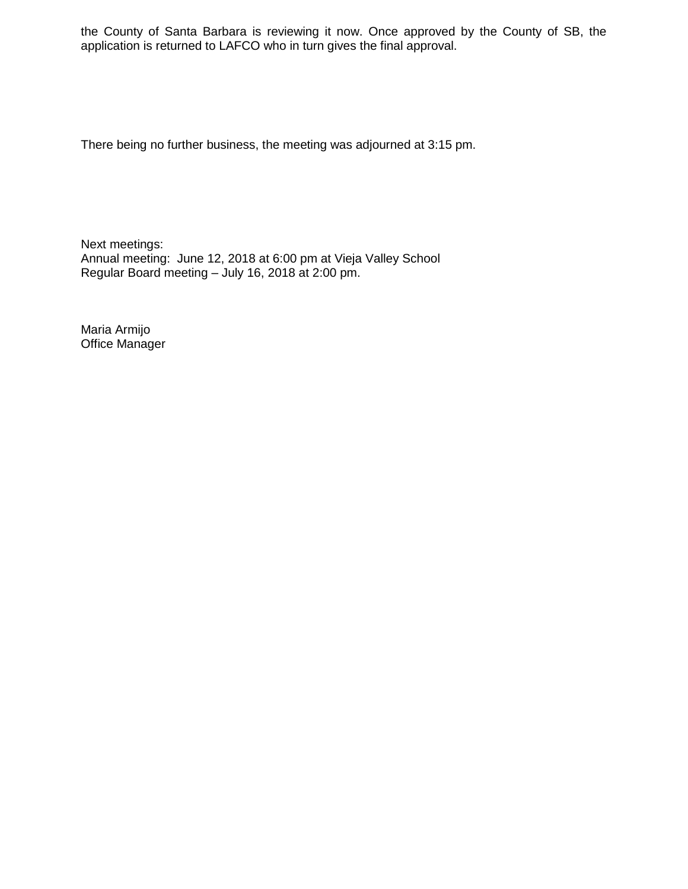the County of Santa Barbara is reviewing it now. Once approved by the County of SB, the application is returned to LAFCO who in turn gives the final approval.

There being no further business, the meeting was adjourned at 3:15 pm.

Next meetings:
Annual meeting: June 12, 2018 at 6:00 pm at Vieja Valley School
Regular Board meeting – July 16, 2018 at 2:00 pm.

Maria Armijo
Office Manager